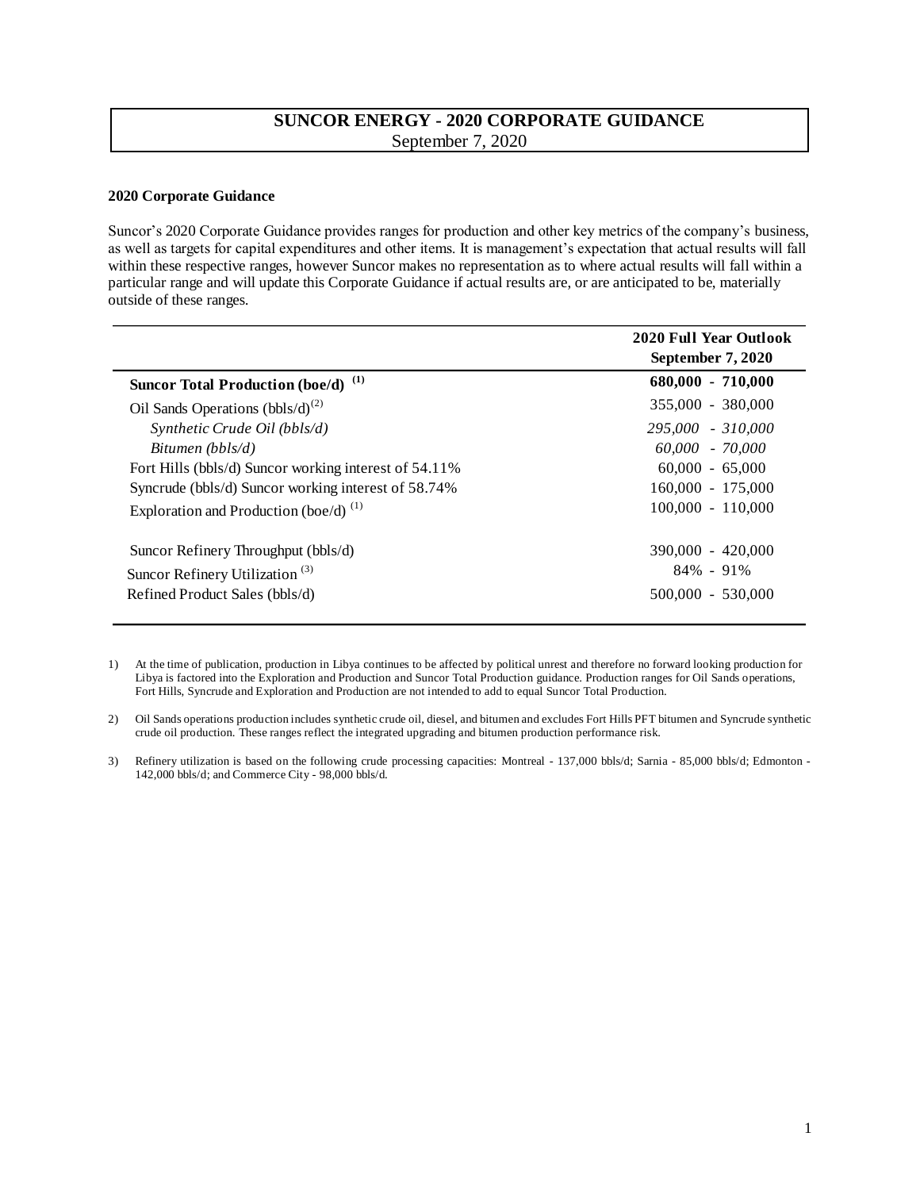# SUNCOR ENERGY - 2020 CORPORATE GUIDANCE

September 7, 2020

### 2020 Corporate Guidance

Suncor's 2020 Corporate Guidance provides ranges for production and other key metrics of the company's business, as well as targets for capital expenditures and other items. It is management's expectation that actual results will fall within these respective ranges, however Suncor makes no representation as to where actual results will fall within a particular range and will update this Corporate Guidance if actual results are, or are anticipated to be, materially outside of these ranges.

| | **2020 Full Year Outlook September 7, 2020** |
|---|---|
| **Suncor Total Production (boe/d)** [(1)] | **680,000 - 710,000** |
| Oil Sands Operations (bbls/d)[(2)] | 355,000 - 380,000 |
| *Synthetic Crude Oil (bbls/d)* | *295,000 - 310,000* |
| *Bitumen (bbls/d)* | *60,000 - 70,000* |
| Fort Hills (bbls/d) Suncor working interest of 54.11% | 60,000 - 65,000 |
| Syncrude (bbls/d) Suncor working interest of 58.74% | 160,000 - 175,000 |
| Exploration and Production (boe/d) [(1)] | 100,000 - 110,000 |
| Suncor Refinery Throughput (bbls/d) | 390,000 - 420,000 |
| Suncor Refinery Utilization [(3)] | 84% - 91% |
| Refined Product Sales (bbls/d) | 500,000 - 530,000 |

1) At the time of publication, production in Libya continues to be affected by political unrest and therefore no forward looking production for Libya is factored into the Exploration and Production and Suncor Total Production guidance. Production ranges for Oil Sands operations, Fort Hills, Syncrude and Exploration and Production are not intended to add to equal Suncor Total Production.

2) Oil Sands operations production includes synthetic crude oil, diesel, and bitumen and excludes Fort Hills PFT bitumen and Syncrude synthetic crude oil production. These ranges reflect the integrated upgrading and bitumen production performance risk.

3) Refinery utilization is based on the following crude processing capacities: Montreal - 137,000 bbls/d; Sarnia - 85,000 bbls/d; Edmonton - 142,000 bbls/d; and Commerce City - 98,000 bbls/d.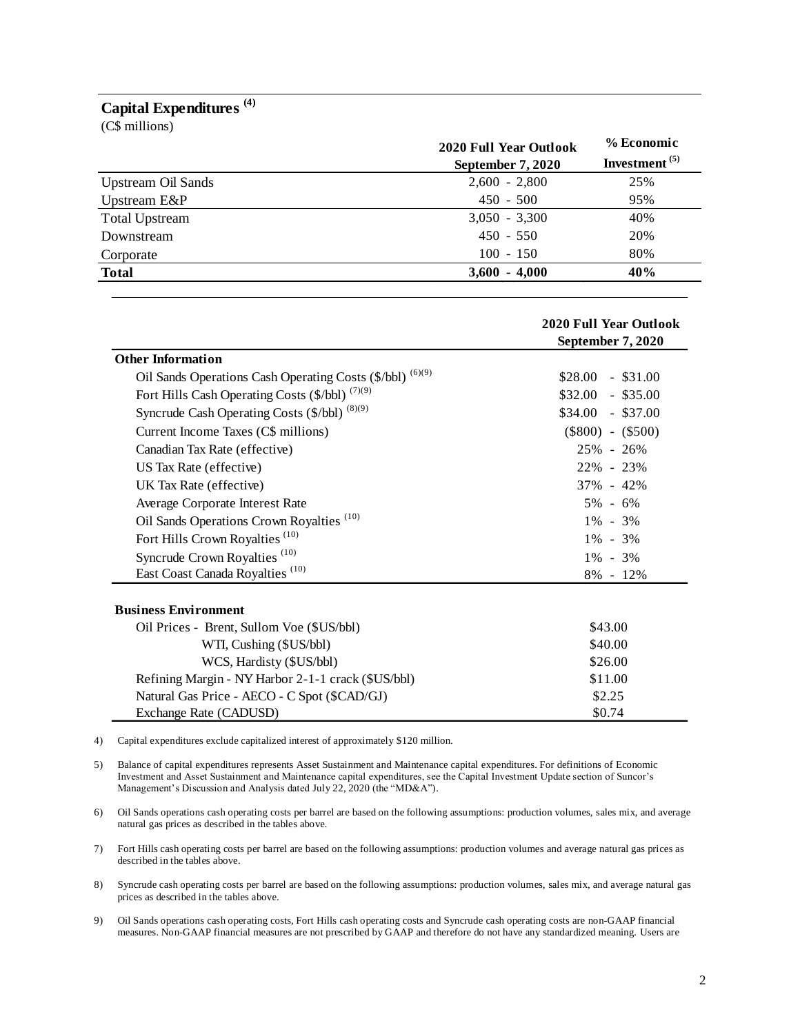## Capital Expenditures [4]

(C$ millions)

| | 2020 Full Year Outlook September 7, 2020 | % Economic Investment [5] |
|---|---|---|
| Upstream Oil Sands | 2,600 - 2,800 | 25% |
| Upstream E&P | 450 - 500 | 95% |
| Total Upstream | 3,050 - 3,300 | 40% |
| Downstream | 450 - 550 | 20% |
| Corporate | 100 - 150 | 80% |
| **Total** | **3,600 - 4,000** | **40%** |

| | 2020 Full Year Outlook September 7, 2020 |
|---|---|
| **Other Information** | |
| Oil Sands Operations Cash Operating Costs ($/bbl) [6][9] | $28.00 - $31.00 |
| Fort Hills Cash Operating Costs ($/bbl) [7][9] | $32.00 - $35.00 |
| Syncrude Cash Operating Costs ($/bbl) [8][9] | $34.00 - $37.00 |
| Current Income Taxes (C$ millions) | ($800) - ($500) |
| Canadian Tax Rate (effective) | 25% - 26% |
| US Tax Rate (effective) | 22% - 23% |
| UK Tax Rate (effective) | 37% - 42% |
| Average Corporate Interest Rate | 5% - 6% |
| Oil Sands Operations Crown Royalties [10] | 1% - 3% |
| Fort Hills Crown Royalties [10] | 1% - 3% |
| Syncrude Crown Royalties [10] | 1% - 3% |
| East Coast Canada Royalties [10] | 8% - 12% |
| **Business Environment** | |
| Oil Prices - Brent, Sullom Voe ($US/bbl) | $43.00 |
| WTI, Cushing ($US/bbl) | $40.00 |
| WCS, Hardisty ($US/bbl) | $26.00 |
| Refining Margin - NY Harbor 2-1-1 crack ($US/bbl) | $11.00 |
| Natural Gas Price - AECO - C Spot ($CAD/GJ) | $2.25 |
| Exchange Rate (CADUSD) | $0.74 |

4) Capital expenditures exclude capitalized interest of approximately $120 million.

5) Balance of capital expenditures represents Asset Sustainment and Maintenance capital expenditures. For definitions of Economic Investment and Asset Sustainment and Maintenance capital expenditures, see the Capital Investment Update section of Suncor's Management's Discussion and Analysis dated July 22, 2020 (the "MD&A").

6) Oil Sands operations cash operating costs per barrel are based on the following assumptions: production volumes, sales mix, and average natural gas prices as described in the tables above.

7) Fort Hills cash operating costs per barrel are based on the following assumptions: production volumes and average natural gas prices as described in the tables above.

8) Syncrude cash operating costs per barrel are based on the following assumptions: production volumes, sales mix, and average natural gas prices as described in the tables above.

9) Oil Sands operations cash operating costs, Fort Hills cash operating costs and Syncrude cash operating costs are non-GAAP financial measures. Non-GAAP financial measures are not prescribed by GAAP and therefore do not have any standardized meaning. Users are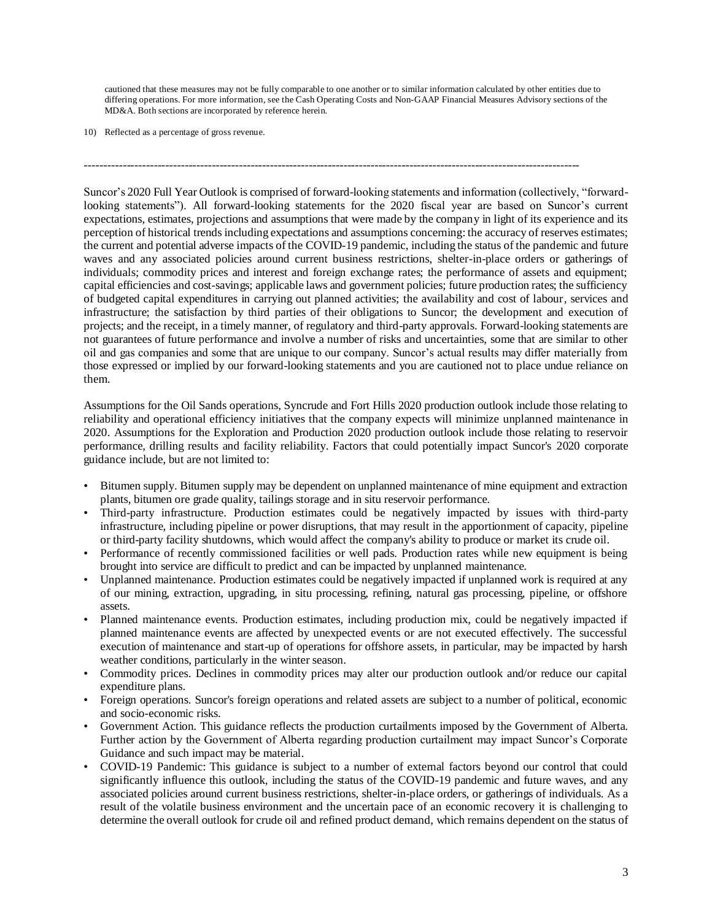cautioned that these measures may not be fully comparable to one another or to similar information calculated by other entities due to differing operations. For more information, see the Cash Operating Costs and Non-GAAP Financial Measures Advisory sections of the MD&A. Both sections are incorporated by reference herein.

10) Reflected as a percentage of gross revenue.

---

Suncor's 2020 Full Year Outlook is comprised of forward-looking statements and information (collectively, "forward-looking statements"). All forward-looking statements for the 2020 fiscal year are based on Suncor's current expectations, estimates, projections and assumptions that were made by the company in light of its experience and its perception of historical trends including expectations and assumptions concerning: the accuracy of reserves estimates; the current and potential adverse impacts of the COVID-19 pandemic, including the status of the pandemic and future waves and any associated policies around current business restrictions, shelter-in-place orders or gatherings of individuals; commodity prices and interest and foreign exchange rates; the performance of assets and equipment; capital efficiencies and cost-savings; applicable laws and government policies; future production rates; the sufficiency of budgeted capital expenditures in carrying out planned activities; the availability and cost of labour, services and infrastructure; the satisfaction by third parties of their obligations to Suncor; the development and execution of projects; and the receipt, in a timely manner, of regulatory and third-party approvals. Forward-looking statements are not guarantees of future performance and involve a number of risks and uncertainties, some that are similar to other oil and gas companies and some that are unique to our company. Suncor's actual results may differ materially from those expressed or implied by our forward-looking statements and you are cautioned not to place undue reliance on them.

Assumptions for the Oil Sands operations, Syncrude and Fort Hills 2020 production outlook include those relating to reliability and operational efficiency initiatives that the company expects will minimize unplanned maintenance in 2020. Assumptions for the Exploration and Production 2020 production outlook include those relating to reservoir performance, drilling results and facility reliability. Factors that could potentially impact Suncor's 2020 corporate guidance include, but are not limited to:

- Bitumen supply. Bitumen supply may be dependent on unplanned maintenance of mine equipment and extraction plants, bitumen ore grade quality, tailings storage and in situ reservoir performance.
- Third-party infrastructure. Production estimates could be negatively impacted by issues with third-party infrastructure, including pipeline or power disruptions, that may result in the apportionment of capacity, pipeline or third-party facility shutdowns, which would affect the company's ability to produce or market its crude oil.
- Performance of recently commissioned facilities or well pads. Production rates while new equipment is being brought into service are difficult to predict and can be impacted by unplanned maintenance.
- Unplanned maintenance. Production estimates could be negatively impacted if unplanned work is required at any of our mining, extraction, upgrading, in situ processing, refining, natural gas processing, pipeline, or offshore assets.
- Planned maintenance events. Production estimates, including production mix, could be negatively impacted if planned maintenance events are affected by unexpected events or are not executed effectively. The successful execution of maintenance and start-up of operations for offshore assets, in particular, may be impacted by harsh weather conditions, particularly in the winter season.
- Commodity prices. Declines in commodity prices may alter our production outlook and/or reduce our capital expenditure plans.
- Foreign operations. Suncor's foreign operations and related assets are subject to a number of political, economic and socio-economic risks.
- Government Action. This guidance reflects the production curtailments imposed by the Government of Alberta. Further action by the Government of Alberta regarding production curtailment may impact Suncor's Corporate Guidance and such impact may be material.
- COVID-19 Pandemic: This guidance is subject to a number of external factors beyond our control that could significantly influence this outlook, including the status of the COVID-19 pandemic and future waves, and any associated policies around current business restrictions, shelter-in-place orders, or gatherings of individuals. As a result of the volatile business environment and the uncertain pace of an economic recovery it is challenging to determine the overall outlook for crude oil and refined product demand, which remains dependent on the status of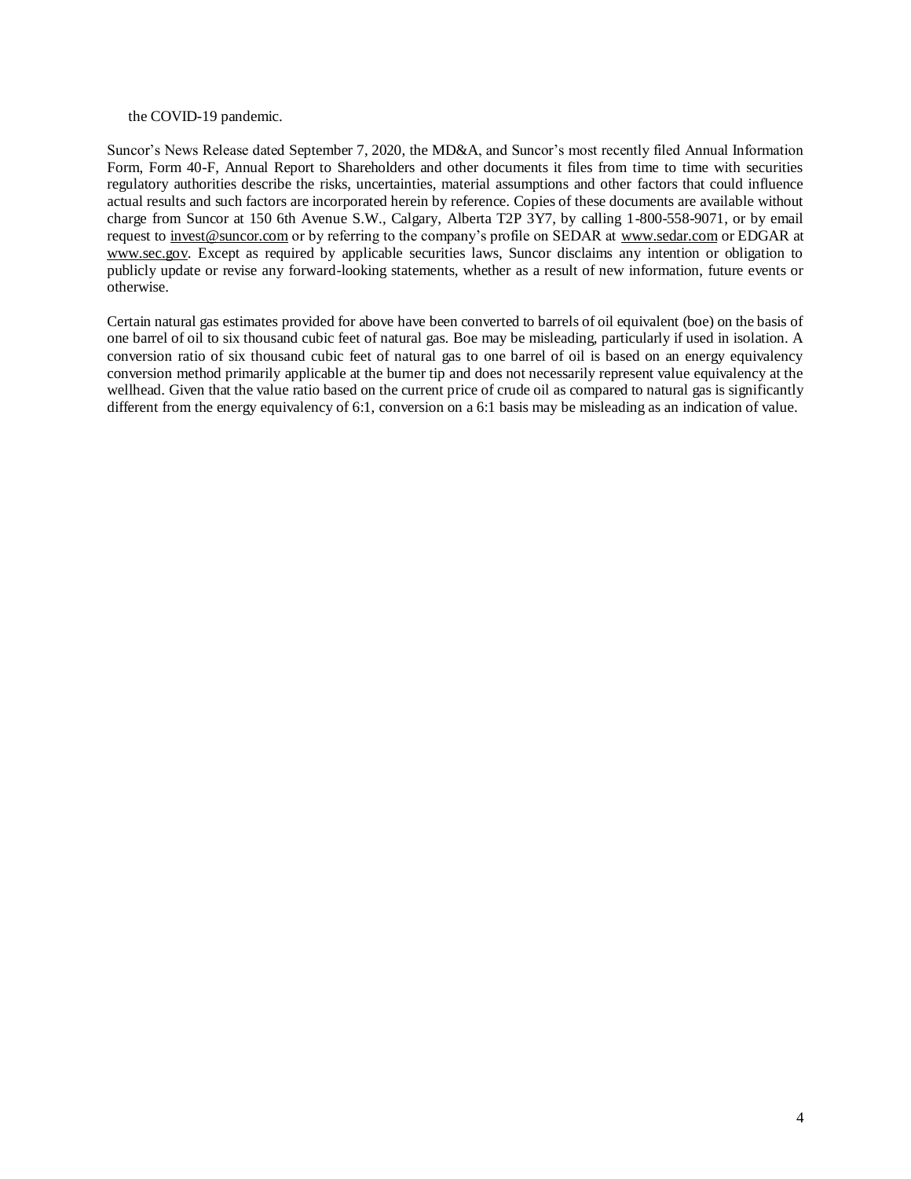the COVID-19 pandemic.

Suncor's News Release dated September 7, 2020, the MD&A, and Suncor's most recently filed Annual Information Form, Form 40-F, Annual Report to Shareholders and other documents it files from time to time with securities regulatory authorities describe the risks, uncertainties, material assumptions and other factors that could influence actual results and such factors are incorporated herein by reference. Copies of these documents are available without charge from Suncor at 150 6th Avenue S.W., Calgary, Alberta T2P 3Y7, by calling 1-800-558-9071, or by email request to invest@suncor.com or by referring to the company's profile on SEDAR at www.sedar.com or EDGAR at www.sec.gov. Except as required by applicable securities laws, Suncor disclaims any intention or obligation to publicly update or revise any forward-looking statements, whether as a result of new information, future events or otherwise.

Certain natural gas estimates provided for above have been converted to barrels of oil equivalent (boe) on the basis of one barrel of oil to six thousand cubic feet of natural gas. Boe may be misleading, particularly if used in isolation. A conversion ratio of six thousand cubic feet of natural gas to one barrel of oil is based on an energy equivalency conversion method primarily applicable at the burner tip and does not necessarily represent value equivalency at the wellhead. Given that the value ratio based on the current price of crude oil as compared to natural gas is significantly different from the energy equivalency of 6:1, conversion on a 6:1 basis may be misleading as an indication of value.